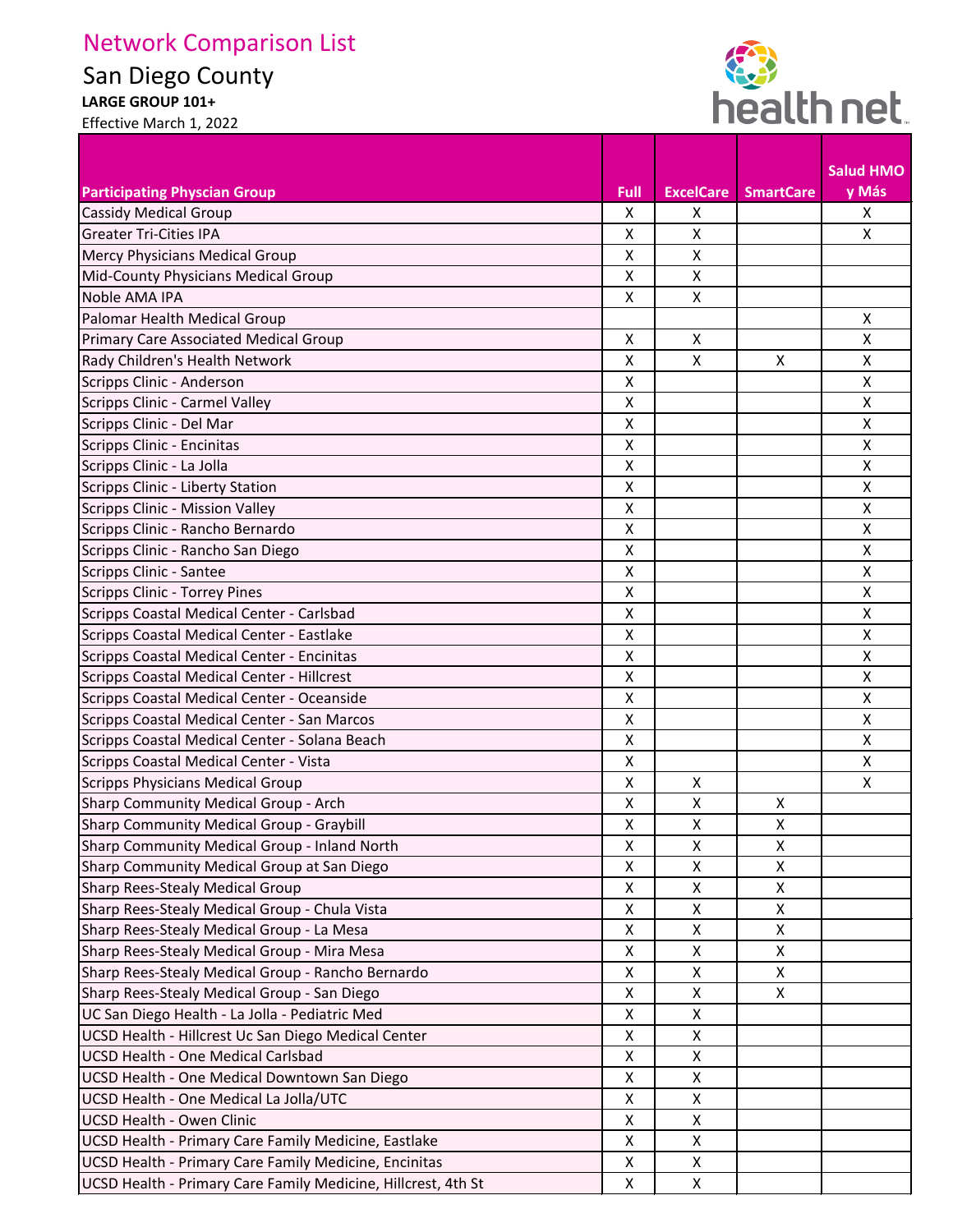# Network Comparison List

## San Diego County

**LARGE GROUP 101+**

Effective March 1, 2022

| Participating Physcian Group | Full | ExcelCare | SmartCare | Salud HMO y Más |
|---|---|---|---|---|
| Cassidy Medical Group | X | X | | X |
| Greater Tri-Cities IPA | X | X | | X |
| Mercy Physicians Medical Group | X | X | | |
| Mid-County Physicians Medical Group | X | X | | |
| Noble AMA IPA | X | X | | |
| Palomar Health Medical Group | | | | X |
| Primary Care Associated Medical Group | X | X | | X |
| Rady Children's Health Network | X | X | X | X |
| Scripps Clinic - Anderson | X | | | X |
| Scripps Clinic - Carmel Valley | X | | | X |
| Scripps Clinic - Del Mar | X | | | X |
| Scripps Clinic - Encinitas | X | | | X |
| Scripps Clinic - La Jolla | X | | | X |
| Scripps Clinic - Liberty Station | X | | | X |
| Scripps Clinic - Mission Valley | X | | | X |
| Scripps Clinic - Rancho Bernardo | X | | | X |
| Scripps Clinic - Rancho San Diego | X | | | X |
| Scripps Clinic - Santee | X | | | X |
| Scripps Clinic - Torrey Pines | X | | | X |
| Scripps Coastal Medical Center - Carlsbad | X | | | X |
| Scripps Coastal Medical Center - Eastlake | X | | | X |
| Scripps Coastal Medical Center - Encinitas | X | | | X |
| Scripps Coastal Medical Center - Hillcrest | X | | | X |
| Scripps Coastal Medical Center - Oceanside | X | | | X |
| Scripps Coastal Medical Center - San Marcos | X | | | X |
| Scripps Coastal Medical Center - Solana Beach | X | | | X |
| Scripps Coastal Medical Center - Vista | X | | | X |
| Scripps Physicians Medical Group | X | X | | X |
| Sharp Community Medical Group - Arch | X | X | X | |
| Sharp Community Medical Group - Graybill | X | X | X | |
| Sharp Community Medical Group - Inland North | X | X | X | |
| Sharp Community Medical Group at San Diego | X | X | X | |
| Sharp Rees-Stealy Medical Group | X | X | X | |
| Sharp Rees-Stealy Medical Group - Chula Vista | X | X | X | |
| Sharp Rees-Stealy Medical Group - La Mesa | X | X | X | |
| Sharp Rees-Stealy Medical Group - Mira Mesa | X | X | X | |
| Sharp Rees-Stealy Medical Group - Rancho Bernardo | X | X | X | |
| Sharp Rees-Stealy Medical Group - San Diego | X | X | X | |
| UC San Diego Health - La Jolla - Pediatric Med | X | X | | |
| UCSD Health - Hillcrest Uc San Diego Medical Center | X | X | | |
| UCSD Health - One Medical Carlsbad | X | X | | |
| UCSD Health - One Medical Downtown San Diego | X | X | | |
| UCSD Health - One Medical La Jolla/UTC | X | X | | |
| UCSD Health - Owen Clinic | X | X | | |
| UCSD Health - Primary Care Family Medicine, Eastlake | X | X | | |
| UCSD Health - Primary Care Family Medicine, Encinitas | X | X | | |
| UCSD Health - Primary Care Family Medicine, Hillcrest, 4th St | X | X | | |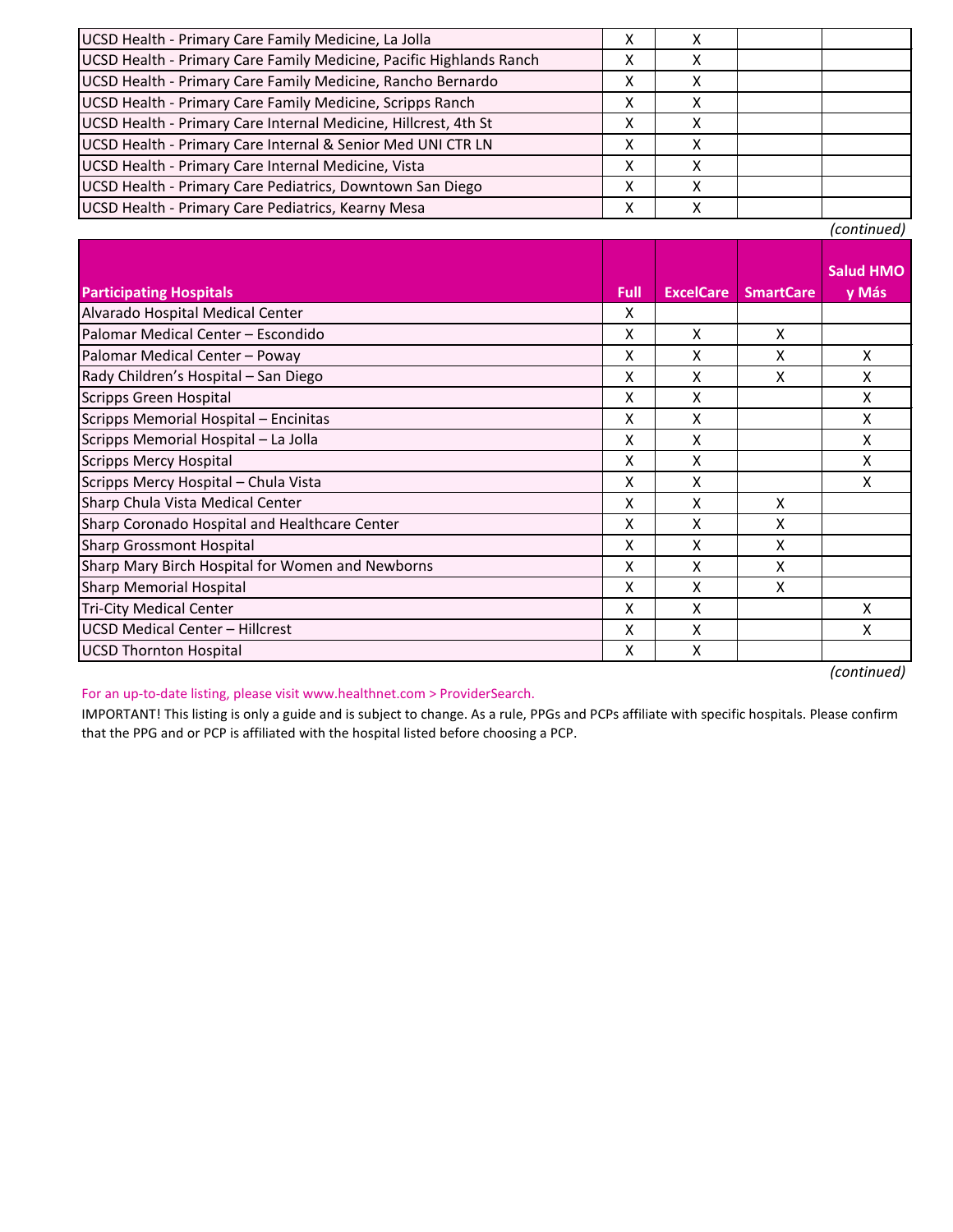| | | | | |
|---|---|---|---|---|
| UCSD Health - Primary Care Family Medicine, La Jolla | X | X | | |
| UCSD Health - Primary Care Family Medicine, Pacific Highlands Ranch | X | X | | |
| UCSD Health - Primary Care Family Medicine, Rancho Bernardo | X | X | | |
| UCSD Health - Primary Care Family Medicine, Scripps Ranch | X | X | | |
| UCSD Health - Primary Care Internal Medicine, Hillcrest, 4th St | X | X | | |
| UCSD Health - Primary Care Internal & Senior Med UNI CTR LN | X | X | | |
| UCSD Health - Primary Care Internal Medicine, Vista | X | X | | |
| UCSD Health - Primary Care Pediatrics, Downtown San Diego | X | X | | |
| UCSD Health - Primary Care Pediatrics, Kearny Mesa | X | X | | |

*(continued)*

| Participating Hospitals | Full | ExcelCare | SmartCare | Salud HMO y Más |
|---|---|---|---|---|
| Alvarado Hospital Medical Center | X | | | |
| Palomar Medical Center – Escondido | X | X | X | |
| Palomar Medical Center – Poway | X | X | X | X |
| Rady Children's Hospital – San Diego | X | X | X | X |
| Scripps Green Hospital | X | X | | X |
| Scripps Memorial Hospital – Encinitas | X | X | | X |
| Scripps Memorial Hospital – La Jolla | X | X | | X |
| Scripps Mercy Hospital | X | X | | X |
| Scripps Mercy Hospital – Chula Vista | X | X | | X |
| Sharp Chula Vista Medical Center | X | X | X | |
| Sharp Coronado Hospital and Healthcare Center | X | X | X | |
| Sharp Grossmont Hospital | X | X | X | |
| Sharp Mary Birch Hospital for Women and Newborns | X | X | X | |
| Sharp Memorial Hospital | X | X | X | |
| Tri-City Medical Center | X | X | | X |
| UCSD Medical Center – Hillcrest | X | X | | X |
| UCSD Thornton Hospital | X | X | | |

*(continued)*

For an up-to-date listing, please visit www.healthnet.com > ProviderSearch.

IMPORTANT! This listing is only a guide and is subject to change. As a rule, PPGs and PCPs affiliate with specific hospitals. Please confirm that the PPG and or PCP is affiliated with the hospital listed before choosing a PCP.